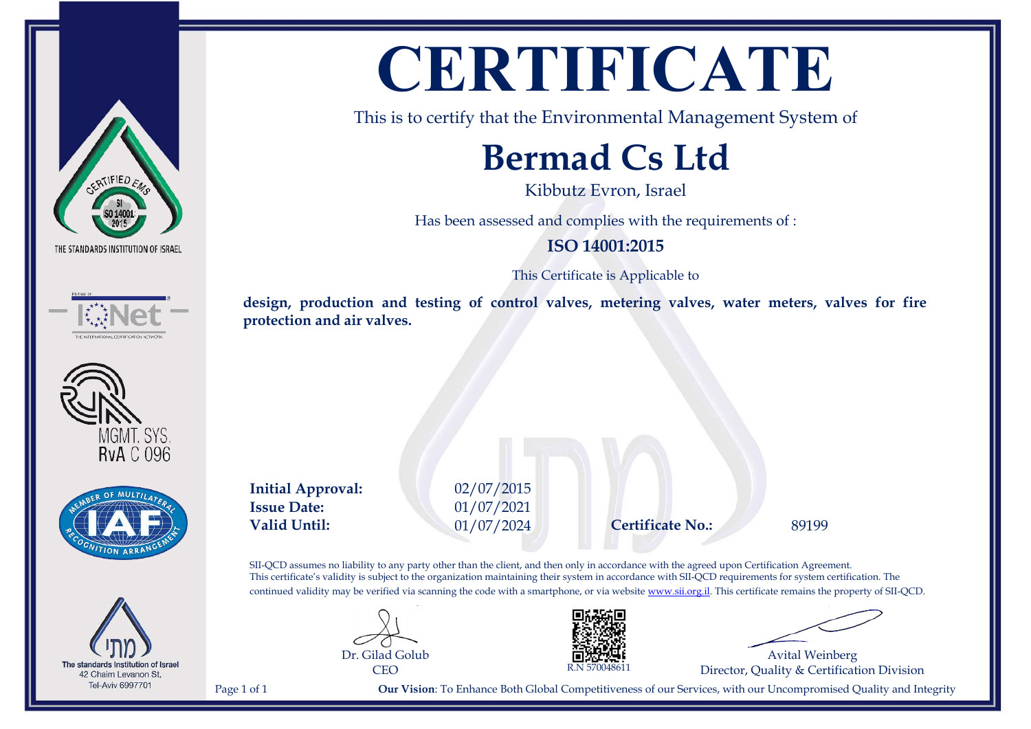THE STANDARDS INSTITUTION OF ISRAEL

MGMT. SYS.
RvA C 096

The standards Institution of Israel
42 Chaim Levanon St,
Tel-Aviv 6997701

# CERTIFICATE

This is to certify that the Environmental Management System of

## Bermad Cs Ltd

Kibbutz Evron, Israel

Has been assessed and complies with the requirements of :

### ISO 14001:2015

This Certificate is Applicable to

**design, production and testing of control valves, metering valves, water meters, valves for fire protection and air valves.**

**Initial Approval:** 02/07/2015
**Issue Date:** 01/07/2021
**Valid Until:** 01/07/2024

**Certificate No.:** 89199

SII-QCD assumes no liability to any party other than the client, and then only in accordance with the agreed upon Certification Agreement. This certificate's validity is subject to the organization maintaining their system in accordance with SII-QCD requirements for system certification. The continued validity may be verified via scanning the code with a smartphone, or via website www.sii.org.il. This certificate remains the property of SII-QCD.

Dr. Gilad Golub
CEO

R.N 570048611

Avital Weinberg
Director, Quality & Certification Division

**Our Vision**: To Enhance Both Global Competitiveness of our Services, with our Uncompromised Quality and Integrity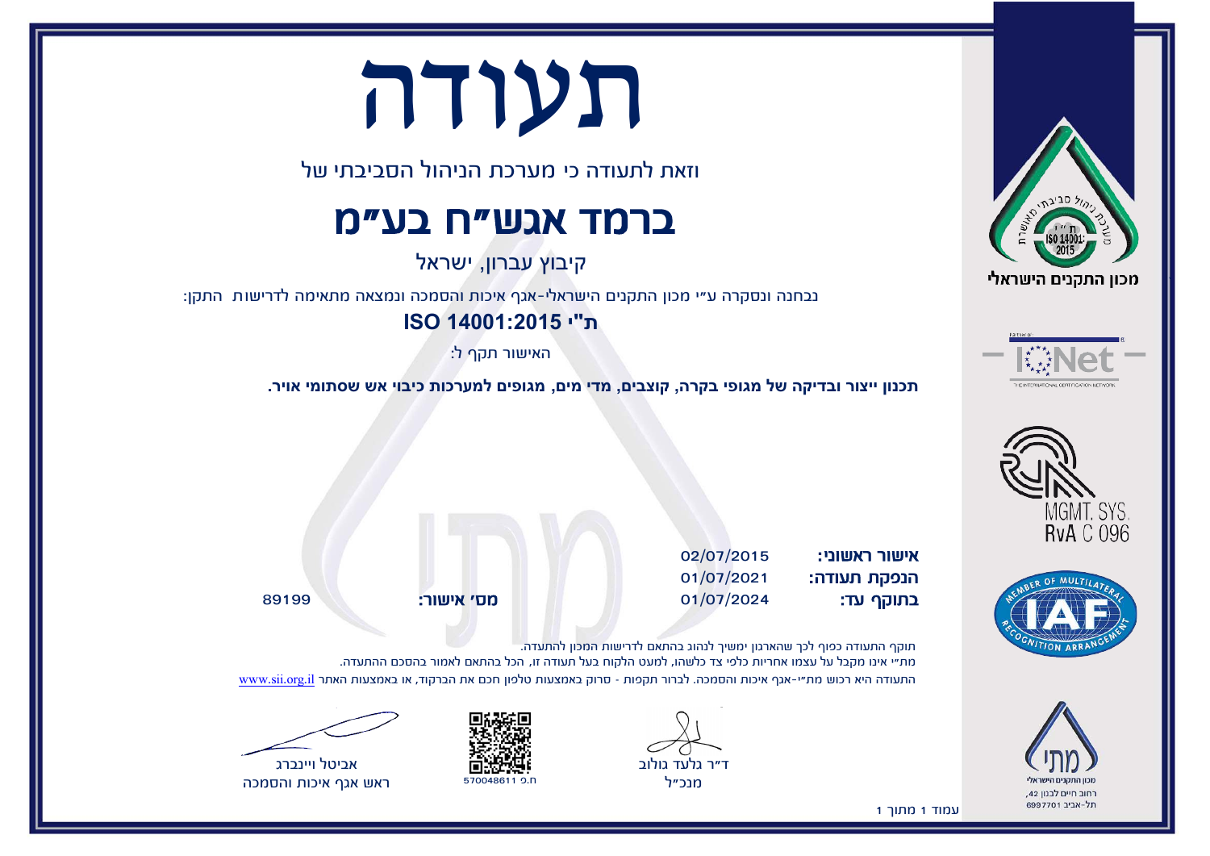# תעודה

וזאת לתעודה כי מערכת הניהול הסביבתי של

## ברמד אגש"ח בע"מ

קיבוץ עברון, ישראל

נבחנה ונסקרה ע"י מכון התקנים הישראלי-אגף איכות והסמכה ונמצאה מתאימה לדרישות התקן:

**ת"י ISO 14001:2015**

האישור תקף ל:

**תכנון ייצור ובדיקה של מגופי בקרה, קוצבים, מדי מים, מגופים למערכות כיבוי אש שסתומי אויר.**

| | |
|---|---|
| **אישור ראשוני:** | 02/07/2015 |
| **הנפקת תעודה:** | 01/07/2021 |
| **בתוקף עד:** | 01/07/2024 |
| **מס' אישור:** | 89199 |

תוקף התעודה כפוף לכך שהארגון ימשיך לנהוג בהתאם לדרישות המכון להתעדה.

מת"י אינו מקבל על עצמו אחריות כלפי צד כלשהו, למעט הלקוח בעל תעודה זו, הכל בהתאם לאמור בהסכם ההתעדה.

התעודה היא רכוש מת"י-אגף איכות והסמכה. לברור תקפות - סרוק באמצעות טלפון חכם את הברקוד, או באמצעות האתר www.sii.org.il

ד"ר גלעד גולוב
מנכ"ל

ח.פ 570048611

אביטל ויינברג
ראש אגף איכות והסמכה

מערכת ניהול סביבתי מאושרת
ת"י ISO 14001:2015
מכון התקנים הישראלי

IQNet
THE INTERNATIONAL CERTIFICATION NETWORK

MGMT. SYS.
RvA C 096

MEMBER OF MULTILATERAL RECOGNITION ARRANGEMENT
IAF

מכון התקנים הישראלי
רחוב חיים לבנון 42,
תל-אביב 6997701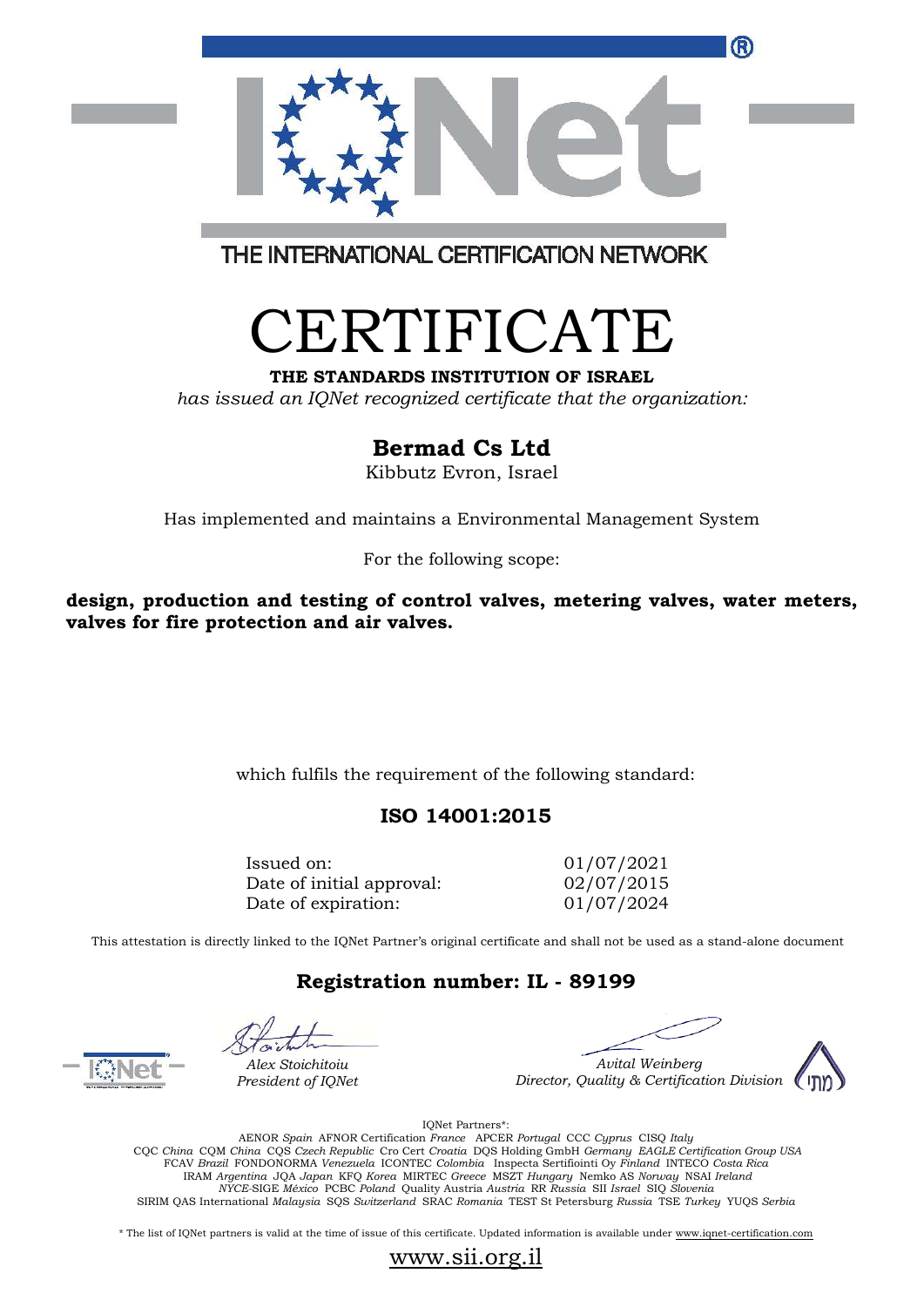THE INTERNATIONAL CERTIFICATION NETWORK

# CERTIFICATE

**THE STANDARDS INSTITUTION OF ISRAEL**

*has issued an IQNet recognized certificate that the organization:*

## Bermad Cs Ltd

Kibbutz Evron, Israel

Has implemented and maintains a Environmental Management System

For the following scope:

**design, production and testing of control valves, metering valves, water meters, valves for fire protection and air valves.**

which fulfils the requirement of the following standard:

## ISO 14001:2015

| | |
|---|---|
| Issued on: | 01/07/2021 |
| Date of initial approval: | 02/07/2015 |
| Date of expiration: | 01/07/2024 |

This attestation is directly linked to the IQNet Partner's original certificate and shall not be used as a stand-alone document

**Registration number: IL - 89199**

*Alex Stoichitoiu*
*President of IQNet*

*Avital Weinberg*
*Director, Quality & Certification Division*

IQNet Partners*:

AENOR *Spain* AFNOR Certification *France* APCER *Portugal* CCC *Cyprus* CISQ *Italy*
CQC *China* CQM *China* CQS *Czech Republic* Cro Cert *Croatia* DQS Holding GmbH *Germany* *EAGLE Certification Group USA*
FCAV *Brazil* FONDONORMA *Venezuela* ICONTEC *Colombia* Inspecta Sertifiointi Oy *Finland* INTECO *Costa Rica*
IRAM *Argentina* JQA *Japan* KFQ *Korea* MIRTEC *Greece* MSZT *Hungary* Nemko AS *Norway* NSAI *Ireland*
*NYCE*-SIGE *México* PCBC *Poland* Quality Austria *Austria* RR *Russia* SII *Israel* SIQ *Slovenia*
SIRIM QAS International *Malaysia* SQS *Switzerland* SRAC *Romania* TEST St Petersburg *Russia* TSE *Turkey* YUQS *Serbia*

\* The list of IQNet partners is valid at the time of issue of this certificate. Updated information is available under www.iqnet-certification.com

www.sii.org.il